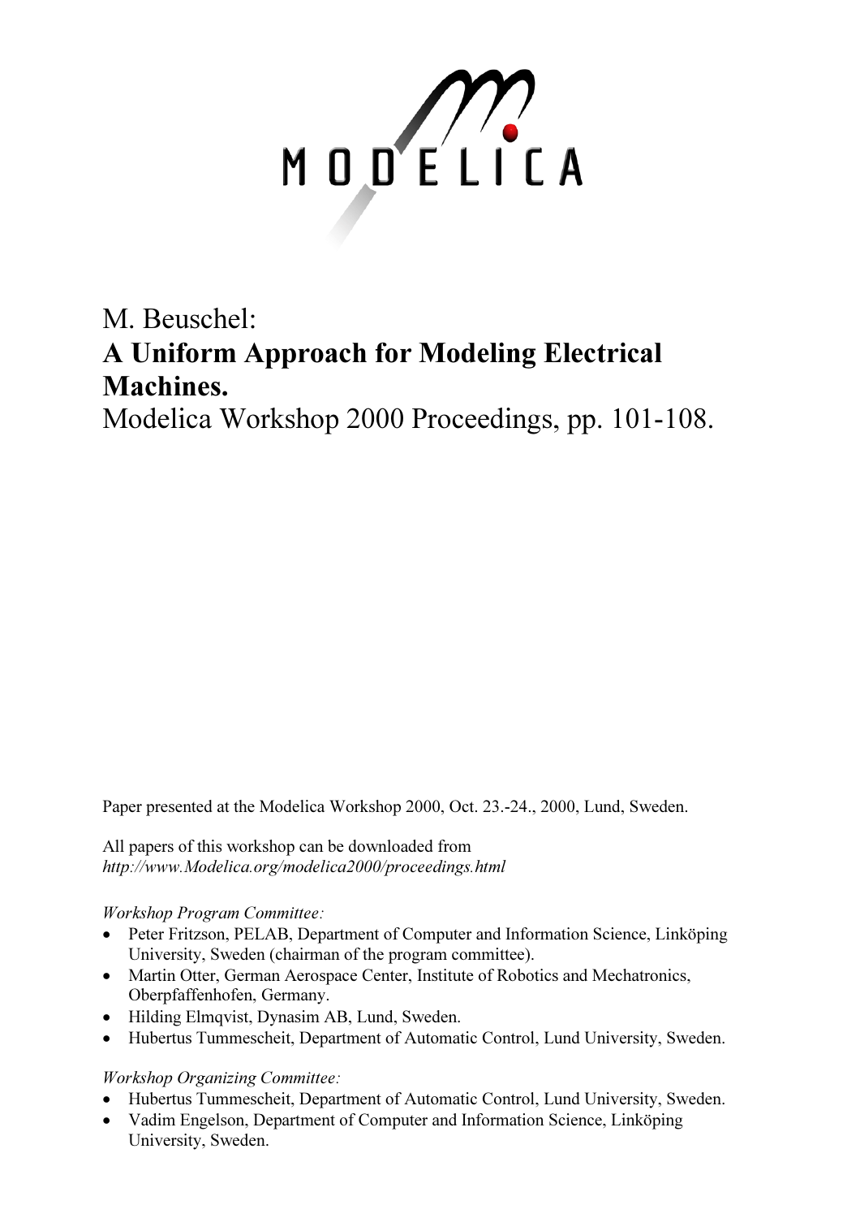M. Beuschel:

# A Uniform Approach for Modeling Electrical Machines.

Modelica Workshop 2000 Proceedings, pp. 101-108.

Paper presented at the Modelica Workshop 2000, Oct. 23.-24., 2000, Lund, Sweden.

All papers of this workshop can be downloaded from
*http://www.Modelica.org/modelica2000/proceedings.html*

*Workshop Program Committee:*

- Peter Fritzson, PELAB, Department of Computer and Information Science, Linköping University, Sweden (chairman of the program committee).
- Martin Otter, German Aerospace Center, Institute of Robotics and Mechatronics, Oberpfaffenhofen, Germany.
- Hilding Elmqvist, Dynasim AB, Lund, Sweden.
- Hubertus Tummescheit, Department of Automatic Control, Lund University, Sweden.

*Workshop Organizing Committee:*

- Hubertus Tummescheit, Department of Automatic Control, Lund University, Sweden.
- Vadim Engelson, Department of Computer and Information Science, Linköping University, Sweden.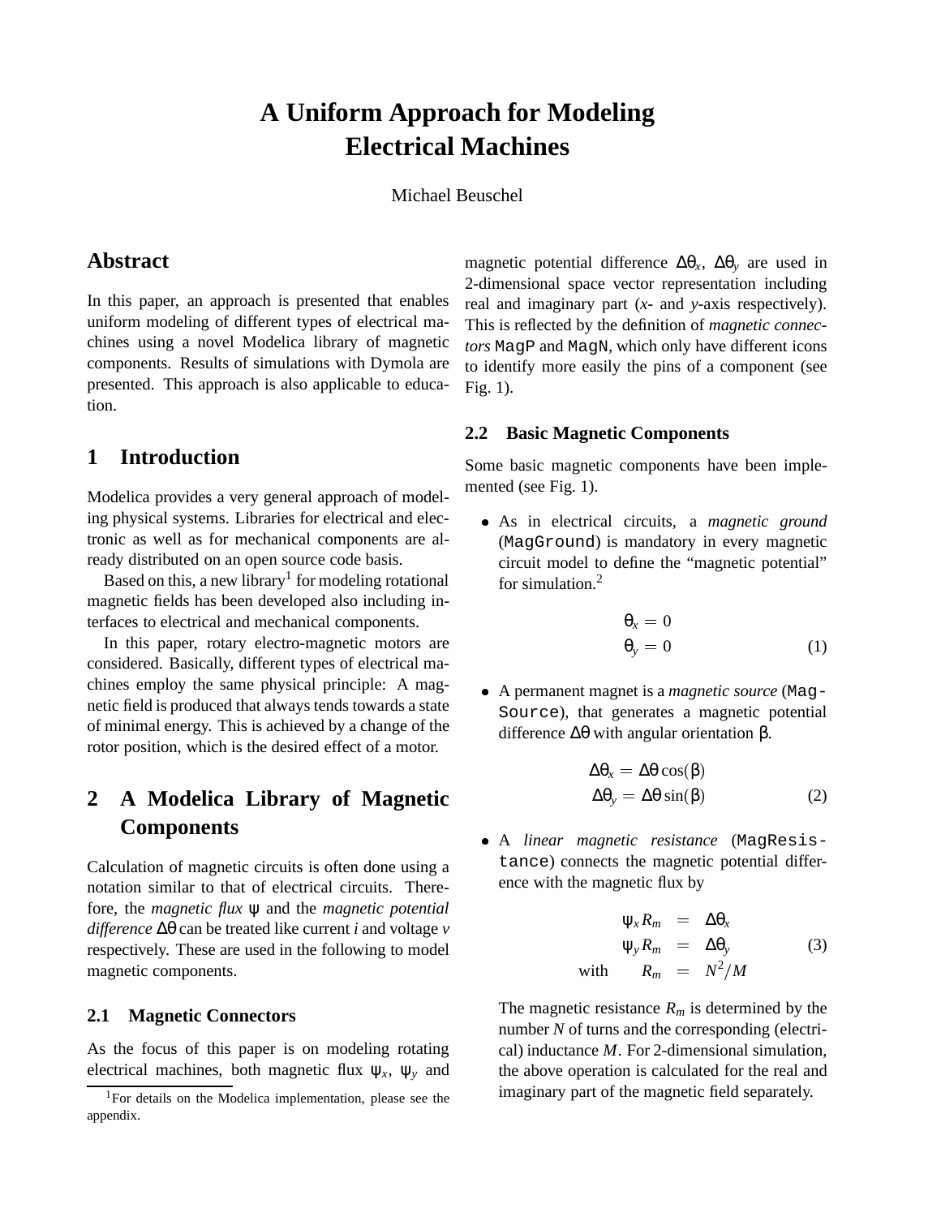# A Uniform Approach for Modeling Electrical Machines

Michael Beuschel

## Abstract

In this paper, an approach is presented that enables uniform modeling of different types of electrical machines using a novel Modelica library of magnetic components. Results of simulations with Dymola are presented. This approach is also applicable to education.

## 1 Introduction

Modelica provides a very general approach of modeling physical systems. Libraries for electrical and electronic as well as for mechanical components are already distributed on an open source code basis.

Based on this, a new library[1] for modeling rotational magnetic fields has been developed also including interfaces to electrical and mechanical components.

In this paper, rotary electro-magnetic motors are considered. Basically, different types of electrical machines employ the same physical principle: A magnetic field is produced that always tends towards a state of minimal energy. This is achieved by a change of the rotor position, which is the desired effect of a motor.

## 2 A Modelica Library of Magnetic Components

Calculation of magnetic circuits is often done using a notation similar to that of electrical circuits. Therefore, the *magnetic flux* $\psi$ and the *magnetic potential difference* $\Delta\theta$ can be treated like current $i$ and voltage $v$ respectively. These are used in the following to model magnetic components.

### 2.1 Magnetic Connectors

As the focus of this paper is on modeling rotating electrical machines, both magnetic flux $\psi_x$, $\psi_y$ and magnetic potential difference $\Delta\theta_x$, $\Delta\theta_y$ are used in 2-dimensional space vector representation including real and imaginary part ($x$- and $y$-axis respectively). This is reflected by the definition of *magnetic connectors* `MagP` and `MagN`, which only have different icons to identify more easily the pins of a component (see Fig. 1).

### 2.2 Basic Magnetic Components

Some basic magnetic components have been implemented (see Fig. 1).

- As in electrical circuits, a *magnetic ground* (`MagGround`) is mandatory in every magnetic circuit model to define the "magnetic potential" for simulation.[2]

$$
\begin{aligned}
\theta_x &= 0 \\
\theta_y &= 0
\end{aligned}
\tag{1}
$$

- A permanent magnet is a *magnetic source* (`MagSource`), that generates a magnetic potential difference $\Delta\theta$ with angular orientation $\beta$.

$$
\begin{aligned}
\Delta\theta_x &= \Delta\theta\cos(\beta) \\
\Delta\theta_y &= \Delta\theta\sin(\beta)
\end{aligned}
\tag{2}
$$

- A *linear magnetic resistance* (`MagResistance`) connects the magnetic potential difference with the magnetic flux by

$$
\begin{aligned}
\psi_x R_m &= \Delta\theta_x \\
\psi_y R_m &= \Delta\theta_y \\
\text{with} \quad R_m &= N^2/M
\end{aligned}
\tag{3}
$$

  The magnetic resistance $R_m$ is determined by the number $N$ of turns and the corresponding (electrical) inductance $M$. For 2-dimensional simulation, the above operation is calculated for the real and imaginary part of the magnetic field separately.

[1] For details on the Modelica implementation, please see the appendix.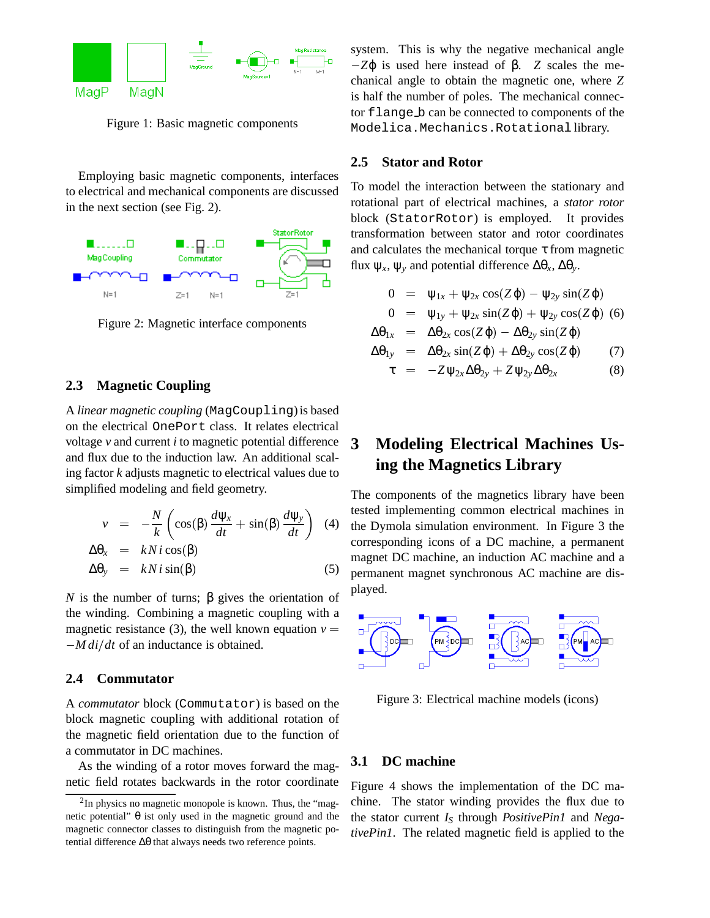Figure 1: Basic magnetic components

Employing basic magnetic components, interfaces to electrical and mechanical components are discussed in the next section (see Fig. 2).

Figure 2: Magnetic interface components

### 2.3 Magnetic Coupling

A *linear magnetic coupling* (`MagCoupling`) is based on the electrical `OnePort` class. It relates electrical voltage $v$ and current $i$ to magnetic potential difference and flux due to the induction law. An additional scaling factor $k$ adjusts magnetic to electrical values due to simplified modeling and field geometry.

$$v = -\frac{N}{k}\left(\cos(\beta)\,\frac{d\psi_x}{dt} + \sin(\beta)\,\frac{d\psi_y}{dt}\right) \quad (4)$$

$$\Delta\theta_x = k\,N\,i\cos(\beta)$$

$$\Delta\theta_y = k\,N\,i\sin(\beta) \quad (5)$$

$N$ is the number of turns; $\beta$ gives the orientation of the winding. Combining a magnetic coupling with a magnetic resistance (3), the well known equation $v = -M\,di/dt$ of an inductance is obtained.

### 2.4 Commutator

A *commutator* block (`Commutator`) is based on the block magnetic coupling with additional rotation of the magnetic field orientation due to the function of a commutator in DC machines.

As the winding of a rotor moves forward the magnetic field rotates backwards in the rotor coordinate system. This is why the negative mechanical angle $-Z\varphi$ is used here instead of $\beta$. $Z$ scales the mechanical angle to obtain the magnetic one, where $Z$ is half the number of poles. The mechanical connector `flange_b` can be connected to components of the `Modelica.Mechanics.Rotational` library.

[2] In physics no magnetic monopole is known. Thus, the "magnetic potential" $\theta$ ist only used in the magnetic ground and the magnetic connector classes to distinguish from the magnetic potential difference $\Delta\theta$ that always needs two reference points.

### 2.5 Stator and Rotor

To model the interaction between the stationary and rotational part of electrical machines, a *stator rotor* block (`StatorRotor`) is employed. It provides transformation between stator and rotor coordinates and calculates the mechanical torque $\tau$ from magnetic flux $\psi_x$, $\psi_y$ and potential difference $\Delta\theta_x$, $\Delta\theta_y$.

$$0 = \psi_{1x} + \psi_{2x}\cos(Z\varphi) - \psi_{2y}\sin(Z\varphi)$$

$$0 = \psi_{1y} + \psi_{2x}\sin(Z\varphi) + \psi_{2y}\cos(Z\varphi) \quad (6)$$

$$\Delta\theta_{1x} = \Delta\theta_{2x}\cos(Z\varphi) - \Delta\theta_{2y}\sin(Z\varphi)$$

$$\Delta\theta_{1y} = \Delta\theta_{2x}\sin(Z\varphi) + \Delta\theta_{2y}\cos(Z\varphi) \quad (7)$$

$$\tau = -Z\,\psi_{2x}\Delta\theta_{2y} + Z\,\psi_{2y}\Delta\theta_{2x} \quad (8)$$

## 3 Modeling Electrical Machines Using the Magnetics Library

The components of the magnetics library have been tested implementing common electrical machines in the Dymola simulation environment. In Figure 3 the corresponding icons of a DC machine, a permanent magnet DC machine, an induction AC machine and a permanent magnet synchronous AC machine are displayed.

Figure 3: Electrical machine models (icons)

### 3.1 DC machine

Figure 4 shows the implementation of the DC machine. The stator winding provides the flux due to the stator current $I_S$ through *PositivePin1* and *NegativePin1*. The related magnetic field is applied to the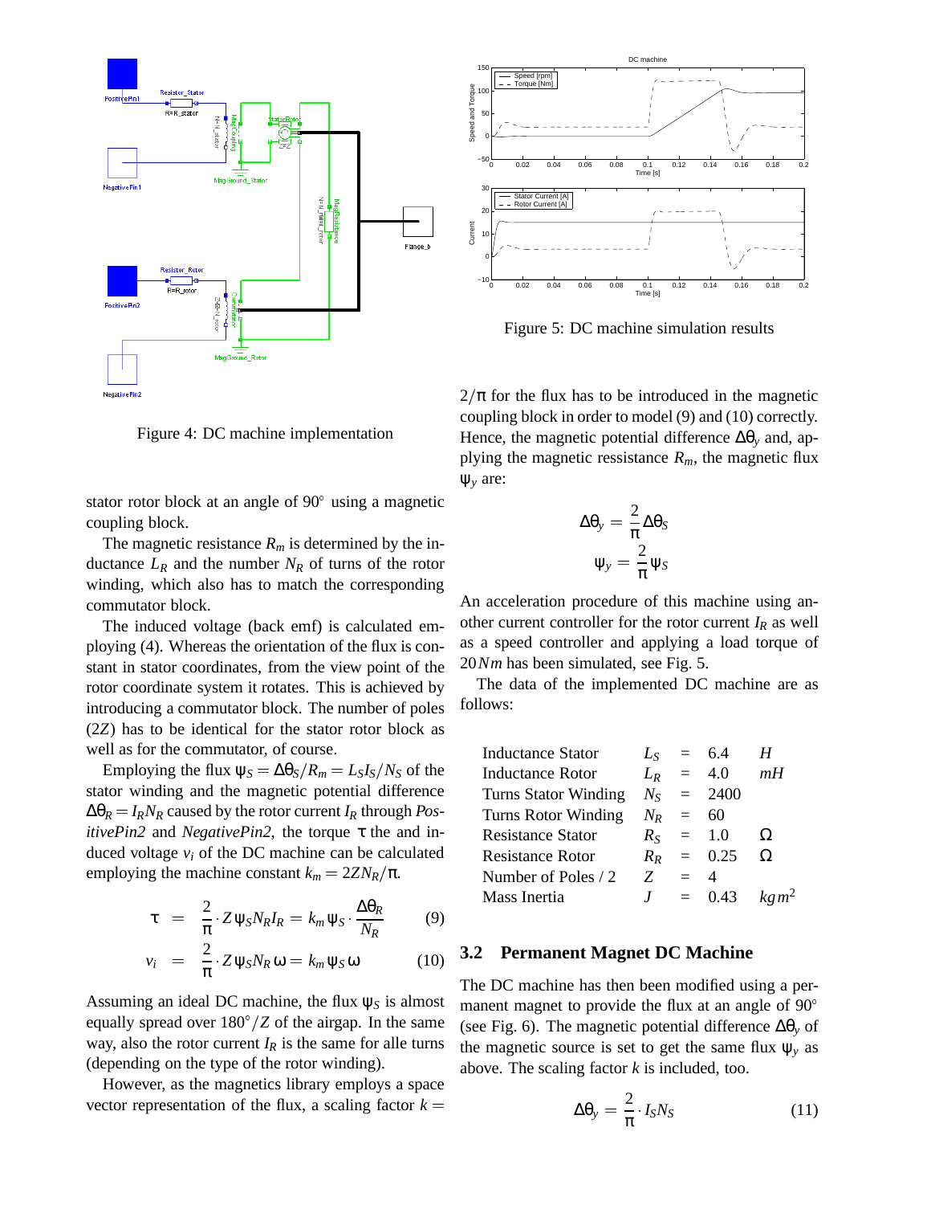Figure 4: DC machine implementation

stator rotor block at an angle of 90° using a magnetic coupling block.

The magnetic resistance $R_m$ is determined by the inductance $L_R$ and the number $N_R$ of turns of the rotor winding, which also has to match the corresponding commutator block.

The induced voltage (back emf) is calculated employing (4). Whereas the orientation of the flux is constant in stator coordinates, from the view point of the rotor coordinate system it rotates. This is achieved by introducing a commutator block. The number of poles ($2Z$) has to be identical for the stator rotor block as well as for the commutator, of course.

Employing the flux $\psi_S = \Delta\theta_S / R_m = L_S I_S / N_S$ of the stator winding and the magnetic potential difference $\Delta\theta_R = I_R N_R$ caused by the rotor current $I_R$ through *PositivePin2* and *NegativePin2*, the torque $\tau$ the and induced voltage $v_i$ of the DC machine can be calculated employing the machine constant $k_m = 2ZN_R/\pi$.

$$\tau = \frac{2}{\pi} \cdot Z \psi_S N_R I_R = k_m \psi_S \cdot \frac{\Delta\theta_R}{N_R} \tag{9}$$

$$v_i = \frac{2}{\pi} \cdot Z \psi_S N_R \omega = k_m \psi_S \omega \tag{10}$$

Assuming an ideal DC machine, the flux $\psi_S$ is almost equally spread over $180°/Z$ of the airgap. In the same way, also the rotor current $I_R$ is the same for alle turns (depending on the type of the rotor winding).

However, as the magnetics library employs a space vector representation of the flux, a scaling factor $k = 2/\pi$ for the flux has to be introduced in the magnetic coupling block in order to model (9) and (10) correctly. Hence, the magnetic potential difference $\Delta\theta_y$ and, applying the magnetic ressistance $R_m$, the magnetic flux $\psi_y$ are:

$$\Delta\theta_y = \frac{2}{\pi} \Delta\theta_S$$

$$\psi_y = \frac{2}{\pi} \psi_S$$

Figure 5: DC machine simulation results

An acceleration procedure of this machine using another current controller for the rotor current $I_R$ as well as a speed controller and applying a load torque of $20\,Nm$ has been simulated, see Fig. 5.

The data of the implemented DC machine are as follows:

| | | | | |
|---|---|---|---|---|
| Inductance Stator | $L_S$ | = | 6.4 | $H$ |
| Inductance Rotor | $L_R$ | = | 4.0 | $mH$ |
| Turns Stator Winding | $N_S$ | = | 2400 | |
| Turns Rotor Winding | $N_R$ | = | 60 | |
| Resistance Stator | $R_S$ | = | 1.0 | $\Omega$ |
| Resistance Rotor | $R_R$ | = | 0.25 | $\Omega$ |
| Number of Poles / 2 | $Z$ | = | 4 | |
| Mass Inertia | $J$ | = | 0.43 | $kgm^2$ |

### 3.2 Permanent Magnet DC Machine

The DC machine has then been modified using a permanent magnet to provide the flux at an angle of 90° (see Fig. 6). The magnetic potential difference $\Delta\theta_y$ of the magnetic source is set to get the same flux $\psi_y$ as above. The scaling factor $k$ is included, too.

$$\Delta\theta_y = \frac{2}{\pi} \cdot I_S N_S \tag{11}$$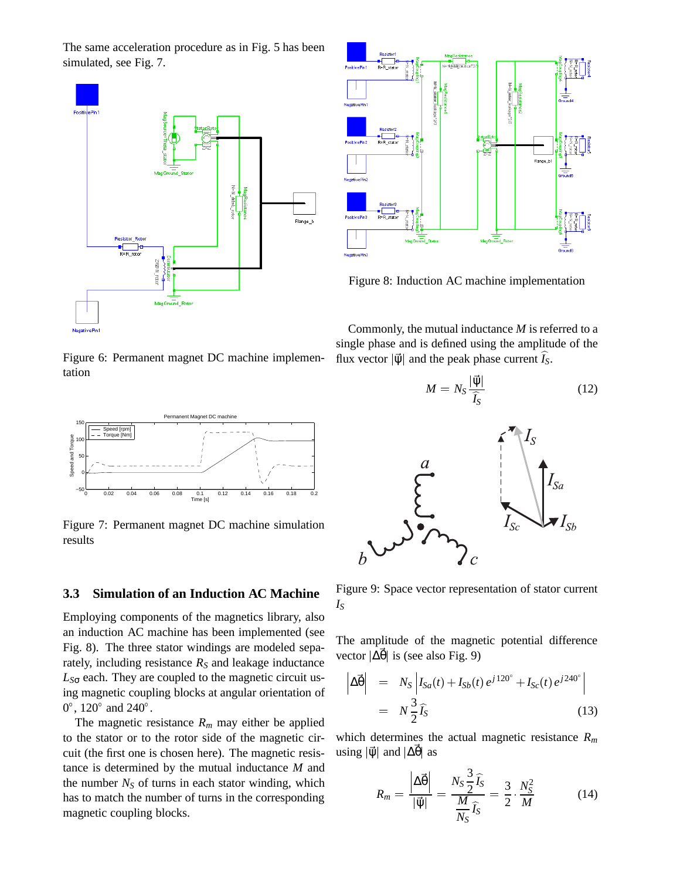The same acceleration procedure as in Fig. 5 has been simulated, see Fig. 7.

Figure 6: Permanent magnet DC machine implementation

Figure 7: Permanent magnet DC machine simulation results

### 3.3 Simulation of an Induction AC Machine

Employing components of the magnetics library, also an induction AC machine has been implemented (see Fig. 8). The three stator windings are modeled separately, including resistance $R_S$ and leakage inductance $L_{S\sigma}$ each. They are coupled to the magnetic circuit using magnetic coupling blocks at angular orientation of $0^\circ$, $120^\circ$ and $240^\circ$.

The magnetic resistance $R_m$ may either be applied to the stator or to the rotor side of the magnetic circuit (the first one is chosen here). The magnetic resistance is determined by the mutual inductance $M$ and the number $N_S$ of turns in each stator winding, which has to match the number of turns in the corresponding magnetic coupling blocks.

Figure 8: Induction AC machine implementation

Commonly, the mutual inductance $M$ is referred to a single phase and is defined using the amplitude of the flux vector $|\vec{\psi}|$ and the peak phase current $\widehat{I_S}$.

$$M = N_S \frac{|\vec{\psi}|}{\widehat{I_S}} \tag{12}$$

Figure 9: Space vector representation of stator current $I_S$

The amplitude of the magnetic potential difference vector $|\Delta\vec{\theta}|$ is (see also Fig. 9)

$$\begin{aligned}\left|\Delta\vec{\theta}\right| &= N_S \left| I_{Sa}(t) + I_{Sb}(t)\, e^{j\,120^\circ} + I_{Sc}(t)\, e^{j\,240^\circ} \right| \\ &= N \frac{3}{2} \widehat{I_S}\end{aligned} \tag{13}$$

which determines the actual magnetic resistance $R_m$ using $|\vec{\psi}|$ and $|\Delta\vec{\theta}|$ as

$$R_m = \frac{\left|\Delta\vec{\theta}\right|}{|\vec{\psi}|} = \frac{N_S \frac{3}{2} \widehat{I_S}}{\frac{M}{N_S} \widehat{I_S}} = \frac{3}{2} \cdot \frac{N_S^2}{M} \tag{14}$$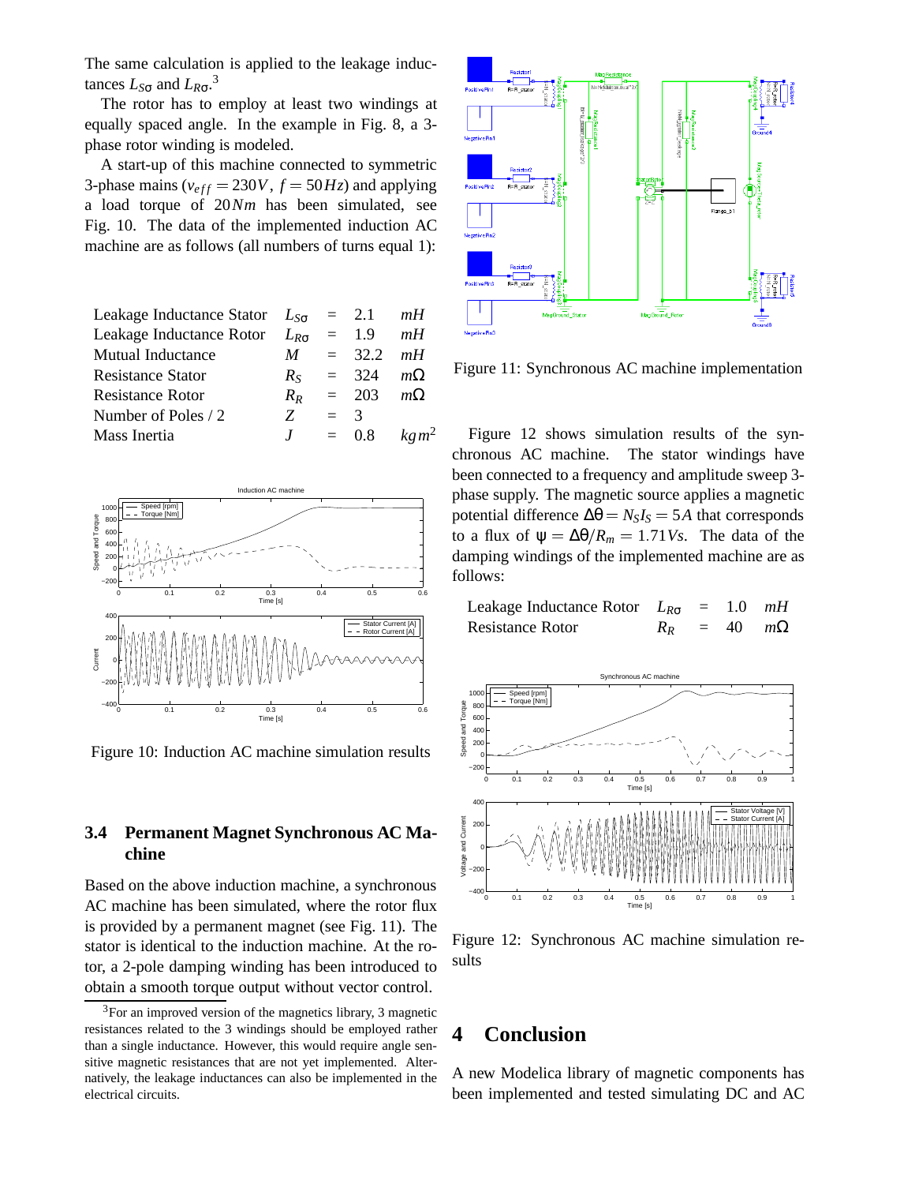The same calculation is applied to the leakage inductances $L_{S\sigma}$ and $L_{R\sigma}$.[3]

The rotor has to employ at least two windings at equally spaced angle. In the example in Fig. 8, a 3-phase rotor winding is modeled.

A start-up of this machine connected to symmetric 3-phase mains ($v_{eff} = 230V$, $f = 50Hz$) and applying a load torque of $20Nm$ has been simulated, see Fig. 10. The data of the implemented induction AC machine are as follows (all numbers of turns equal 1):

| | | | | |
|---|---|---|---|---|
| Leakage Inductance Stator | $L_{S\sigma}$ | = | 2.1 | $mH$ |
| Leakage Inductance Rotor | $L_{R\sigma}$ | = | 1.9 | $mH$ |
| Mutual Inductance | $M$ | = | 32.2 | $mH$ |
| Resistance Stator | $R_S$ | = | 324 | $m\Omega$ |
| Resistance Rotor | $R_R$ | = | 203 | $m\Omega$ |
| Number of Poles / 2 | $Z$ | = | 3 | |
| Mass Inertia | $J$ | = | 0.8 | $kgm^2$ |

Figure 10: Induction AC machine simulation results

### 3.4 Permanent Magnet Synchronous AC Machine

Based on the above induction machine, a synchronous AC machine has been simulated, where the rotor flux is provided by a permanent magnet (see Fig. 11). The stator is identical to the induction machine. At the rotor, a 2-pole damping winding has been introduced to obtain a smooth torque output without vector control.

[3] For an improved version of the magnetics library, 3 magnetic resistances related to the 3 windings should be employed rather than a single inductance. However, this would require angle sensitive magnetic resistances that are not yet implemented. Alternatively, the leakage inductances can also be implemented in the electrical circuits.

Figure 11: Synchronous AC machine implementation

Figure 12 shows simulation results of the synchronous AC machine. The stator windings have been connected to a frequency and amplitude sweep 3-phase supply. The magnetic source applies a magnetic potential difference $\Delta\theta = N_S I_S = 5A$ that corresponds to a flux of $\psi = \Delta\theta / R_m = 1.71Vs$. The data of the damping windings of the implemented machine are as follows:

| | | | | |
|---|---|---|---|---|
| Leakage Inductance Rotor | $L_{R\sigma}$ | = | 1.0 | $mH$ |
| Resistance Rotor | $R_R$ | = | 40 | $m\Omega$ |

Figure 12: Synchronous AC machine simulation results

## 4 Conclusion

A new Modelica library of magnetic components has been implemented and tested simulating DC and AC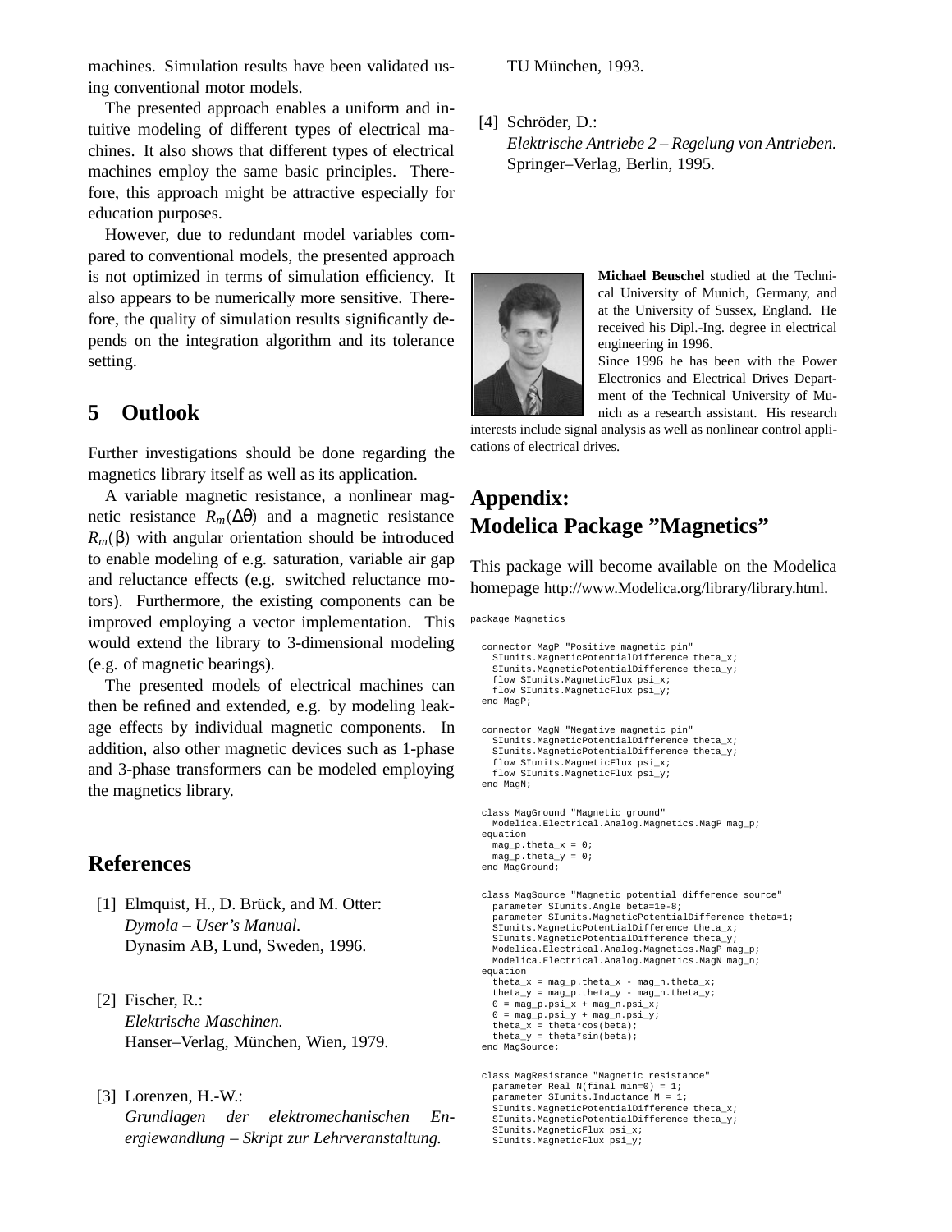machines. Simulation results have been validated using conventional motor models.

The presented approach enables a uniform and intuitive modeling of different types of electrical machines. It also shows that different types of electrical machines employ the same basic principles. Therefore, this approach might be attractive especially for education purposes.

However, due to redundant model variables compared to conventional models, the presented approach is not optimized in terms of simulation efficiency. It also appears to be numerically more sensitive. Therefore, the quality of simulation results significantly depends on the integration algorithm and its tolerance setting.

## 5 Outlook

Further investigations should be done regarding the magnetics library itself as well as its application.

A variable magnetic resistance, a nonlinear magnetic resistance $R_m(\Delta\theta)$ and a magnetic resistance $R_m(\beta)$ with angular orientation should be introduced to enable modeling of e.g. saturation, variable air gap and reluctance effects (e.g. switched reluctance motors). Furthermore, the existing components can be improved employing a vector implementation. This would extend the library to 3-dimensional modeling (e.g. of magnetic bearings).

The presented models of electrical machines can then be refined and extended, e.g. by modeling leakage effects by individual magnetic components. In addition, also other magnetic devices such as 1-phase and 3-phase transformers can be modeled employing the magnetics library.

## References

[1] Elmquist, H., D. Brück, and M. Otter: *Dymola – User's Manual.* Dynasim AB, Lund, Sweden, 1996.

[2] Fischer, R.: *Elektrische Maschinen.* Hanser–Verlag, München, Wien, 1979.

[3] Lorenzen, H.-W.: *Grundlagen der elektromechanischen Energiewandlung – Skript zur Lehrveranstaltung.* TU München, 1993.

[4] Schröder, D.: *Elektrische Antriebe 2 – Regelung von Antrieben.* Springer–Verlag, Berlin, 1995.

**Michael Beuschel** studied at the Technical University of Munich, Germany, and at the University of Sussex, England. He received his Dipl.-Ing. degree in electrical engineering in 1996.
Since 1996 he has been with the Power Electronics and Electrical Drives Department of the Technical University of Munich as a research assistant. His research interests include signal analysis as well as nonlinear control applications of electrical drives.

# Appendix: Modelica Package "Magnetics"

This package will become available on the Modelica homepage http://www.Modelica.org/library/library.html.

```
package Magnetics

  connector MagP "Positive magnetic pin"
    SIunits.MagneticPotentialDifference theta_x;
    SIunits.MagneticPotentialDifference theta_y;
    flow SIunits.MagneticFlux psi_x;
    flow SIunits.MagneticFlux psi_y;
  end MagP;

  connector MagN "Negative magnetic pin"
    SIunits.MagneticPotentialDifference theta_x;
    SIunits.MagneticPotentialDifference theta_y;
    flow SIunits.MagneticFlux psi_x;
    flow SIunits.MagneticFlux psi_y;
  end MagN;

  class MagGround "Magnetic ground"
    Modelica.Electrical.Analog.Magnetics.MagP mag_p;
  equation
    mag_p.theta_x = 0;
    mag_p.theta_y = 0;
  end MagGround;

  class MagSource "Magnetic potential difference source"
    parameter SIunits.Angle beta=1e-8;
    parameter SIunits.MagneticPotentialDifference theta=1;
    SIunits.MagneticPotentialDifference theta_x;
    SIunits.MagneticPotentialDifference theta_y;
    Modelica.Electrical.Analog.Magnetics.MagP mag_p;
    Modelica.Electrical.Analog.Magnetics.MagN mag_n;
  equation
    theta_x = mag_p.theta_x - mag_n.theta_x;
    theta_y = mag_p.theta_y - mag_n.theta_y;
    0 = mag_p.psi_x + mag_n.psi_x;
    0 = mag_p.psi_y + mag_n.psi_y;
    theta_x = theta*cos(beta);
    theta_y = theta*sin(beta);
  end MagSource;

  class MagResistance "Magnetic resistance"
    parameter Real N(final min=0) = 1;
    parameter SIunits.Inductance M = 1;
    SIunits.MagneticPotentialDifference theta_x;
    SIunits.MagneticPotentialDifference theta_y;
    SIunits.MagneticFlux psi_x;
    SIunits.MagneticFlux psi_y;
```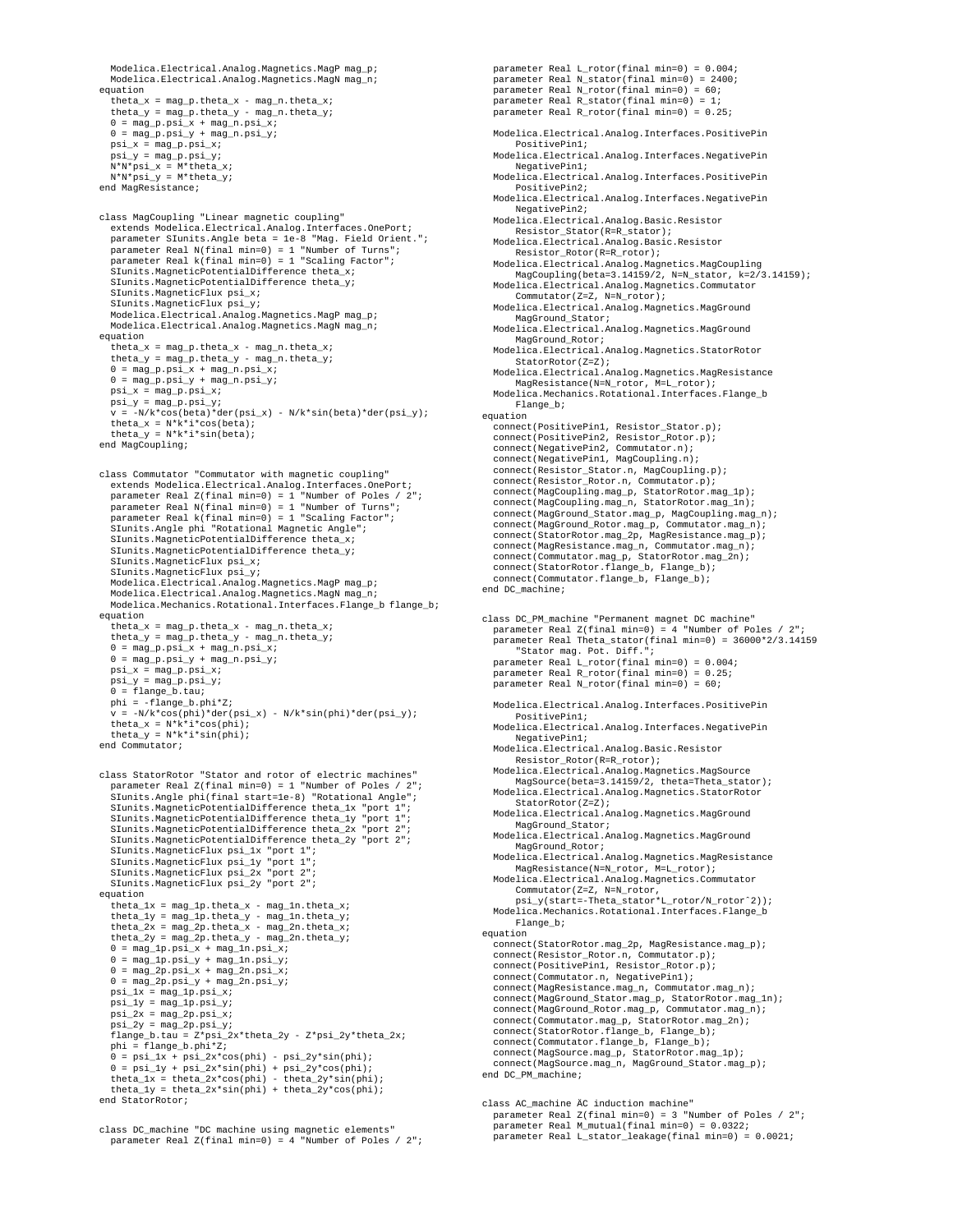```
  Modelica.Electrical.Analog.Magnetics.MagP mag_p;
  Modelica.Electrical.Analog.Magnetics.MagN mag_n;
equation
  theta_x = mag_p.theta_x - mag_n.theta_x;
  theta_y = mag_p.theta_y - mag_n.theta_y;
  0 = mag_p.psi_x + mag_n.psi_x;
  0 = mag_p.psi_y + mag_n.psi_y;
  psi_x = mag_p.psi_x;
  psi_y = mag_p.psi_y;
  N*N*psi_x = M*theta_x;
  N*N*psi_y = M*theta_y;
end MagResistance;


class MagCoupling "Linear magnetic coupling"
  extends Modelica.Electrical.Analog.Interfaces.OnePort;
  parameter SIunits.Angle beta = 1e-8 "Mag. Field Orient.";
  parameter Real N(final min=0) = 1 "Number of Turns";
  parameter Real k(final min=0) = 1 "Scaling Factor";
  SIunits.MagneticPotentialDifference theta_x;
  SIunits.MagneticPotentialDifference theta_y;
  SIunits.MagneticFlux psi_x;
  SIunits.MagneticFlux psi_y;
  Modelica.Electrical.Analog.Magnetics.MagP mag_p;
  Modelica.Electrical.Analog.Magnetics.MagN mag_n;
equation
  theta_x = mag_p.theta_x - mag_n.theta_x;
  theta_y = mag_p.theta_y - mag_n.theta_y;
  0 = mag_p.psi_x + mag_n.psi_x;
  0 = mag_p.psi_y + mag_n.psi_y;
  psi_x = mag_p.psi_x;
  psi_y = mag_p.psi_y;
  v = -N/k*cos(beta)*der(psi_x) - N/k*sin(beta)*der(psi_y);
  theta_x = N*k*i*cos(beta);
  theta_y = N*k*i*sin(beta);
end MagCoupling;


class Commutator "Commutator with magnetic coupling"
  extends Modelica.Electrical.Analog.Interfaces.OnePort;
  parameter Real Z(final min=0) = 1 "Number of Poles / 2";
  parameter Real N(final min=0) = 1 "Number of Turns";
  parameter Real k(final min=0) = 1 "Scaling Factor";
  SIunits.Angle phi "Rotational Magnetic Angle";
  SIunits.MagneticPotentialDifference theta_x;
  SIunits.MagneticPotentialDifference theta_y;
  SIunits.MagneticFlux psi_x;
  SIunits.MagneticFlux psi_y;
  Modelica.Electrical.Analog.Magnetics.MagP mag_p;
  Modelica.Electrical.Analog.Magnetics.MagN mag_n;
  Modelica.Mechanics.Rotational.Interfaces.Flange_b flange_b;
equation
  theta_x = mag_p.theta_x - mag_n.theta_x;
  theta_y = mag_p.theta_y - mag_n.theta_y;
  0 = mag_p.psi_x + mag_n.psi_x;
  0 = mag_p.psi_y + mag_n.psi_y;
  psi_x = mag_p.psi_x;
  psi_y = mag_p.psi_y;
  0 = flange_b.tau;
  phi = -flange_b.phi*Z;
  v = -N/k*cos(phi)*der(psi_x) - N/k*sin(phi)*der(psi_y);
  theta_x = N*k*i*cos(phi);
  theta_y = N*k*i*sin(phi);
end Commutator;


class StatorRotor "Stator and rotor of electric machines"
  parameter Real Z(final min=0) = 1 "Number of Poles / 2";
  SIunits.Angle phi(final start=1e-8) "Rotational Angle";
  SIunits.MagneticPotentialDifference theta_1x "port 1";
  SIunits.MagneticPotentialDifference theta_1y "port 1";
  SIunits.MagneticPotentialDifference theta_2x "port 2";
  SIunits.MagneticPotentialDifference theta_2y "port 2";
  SIunits.MagneticFlux psi_1x "port 1";
  SIunits.MagneticFlux psi_1y "port 1";
  SIunits.MagneticFlux psi_2x "port 2";
  SIunits.MagneticFlux psi_2y "port 2";
equation
  theta_1x = mag_1p.theta_x - mag_1n.theta_x;
  theta_1y = mag_1p.theta_y - mag_1n.theta_y;
  theta_2x = mag_2p.theta_x - mag_2n.theta_x;
  theta_2y = mag_2p.theta_y - mag_2n.theta_y;
  0 = mag_1p.psi_x + mag_1n.psi_x;
  0 = mag_1p.psi_y + mag_1n.psi_y;
  0 = mag_2p.psi_x + mag_2n.psi_x;
  0 = mag_2p.psi_y + mag_2n.psi_y;
  psi_1x = mag_1p.psi_x;
  psi_1y = mag_1p.psi_y;
  psi_2x = mag_2p.psi_x;
  psi_2y = mag_2p.psi_y;
  flange_b.tau = Z*psi_2x*theta_2y - Z*psi_2y*theta_2x;
  phi = flange_b.phi*Z;
  0 = psi_1x + psi_2x*cos(phi) - psi_2y*sin(phi);
  0 = psi_1y + psi_2x*sin(phi) + psi_2y*cos(phi);
  theta_1x = theta_2x*cos(phi) - theta_2y*sin(phi);
  theta_1y = theta_2x*sin(phi) + theta_2y*cos(phi);
end StatorRotor;


class DC_machine "DC machine using magnetic elements"
  parameter Real Z(final min=0) = 4 "Number of Poles / 2";
  parameter Real L_rotor(final min=0) = 0.004;
  parameter Real N_stator(final min=0) = 2400;
  parameter Real N_rotor(final min=0) = 60;
  parameter Real R_stator(final min=0) = 1;
  parameter Real R_rotor(final min=0) = 0.25;

  Modelica.Electrical.Analog.Interfaces.PositivePin
      PositivePin1;
  Modelica.Electrical.Analog.Interfaces.NegativePin
      NegativePin1;
  Modelica.Electrical.Analog.Interfaces.PositivePin
      PositivePin2;
  Modelica.Electrical.Analog.Interfaces.NegativePin
      NegativePin2;
  Modelica.Electrical.Analog.Basic.Resistor
      Resistor_Stator(R=R_stator);
  Modelica.Electrical.Analog.Basic.Resistor
      Resistor_Rotor(R=R_rotor);
  Modelica.Electrical.Analog.Magnetics.MagCoupling
      MagCoupling(beta=3.14159/2, N=N_stator, k=2/3.14159);
  Modelica.Electrical.Analog.Magnetics.Commutator
      Commutator(Z=Z, N=N_rotor);
  Modelica.Electrical.Analog.Magnetics.MagGround
      MagGround_Stator;
  Modelica.Electrical.Analog.Magnetics.MagGround
      MagGround_Rotor;
  Modelica.Electrical.Analog.Magnetics.StatorRotor
      StatorRotor(Z=Z);
  Modelica.Electrical.Analog.Magnetics.MagResistance
      MagResistance(N=N_rotor, M=L_rotor);
  Modelica.Mechanics.Rotational.Interfaces.Flange_b
      Flange_b;
equation
  connect(PositivePin1, Resistor_Stator.p);
  connect(PositivePin2, Resistor_Rotor.p);
  connect(NegativePin2, Commutator.n);
  connect(NegativePin1, MagCoupling.n);
  connect(Resistor_Stator.n, MagCoupling.p);
  connect(Resistor_Rotor.n, Commutator.p);
  connect(MagCoupling.mag_p, StatorRotor.mag_1p);
  connect(MagCoupling.mag_n, StatorRotor.mag_1n);
  connect(MagGround_Stator.mag_p, MagCoupling.mag_n);
  connect(MagGround_Rotor.mag_p, Commutator.mag_n);
  connect(StatorRotor.mag_2p, MagResistance.mag_p);
  connect(MagResistance.mag_n, Commutator.mag_n);
  connect(Commutator.mag_p, StatorRotor.mag_2n);
  connect(StatorRotor.flange_b, Flange_b);
  connect(Commutator.flange_b, Flange_b);
end DC_machine;


class DC_PM_machine "Permanent magnet DC machine"
  parameter Real Z(final min=0) = 4 "Number of Poles / 2";
  parameter Real Theta_stator(final min=0) = 36000*2/3.14159
      "Stator mag. Pot. Diff.";
  parameter Real L_rotor(final min=0) = 0.004;
  parameter Real R_rotor(final min=0) = 0.25;
  parameter Real N_rotor(final min=0) = 60;

  Modelica.Electrical.Analog.Interfaces.PositivePin
      PositivePin1;
  Modelica.Electrical.Analog.Interfaces.NegativePin
      NegativePin1;
  Modelica.Electrical.Analog.Basic.Resistor
      Resistor_Rotor(R=R_rotor);
  Modelica.Electrical.Analog.Magnetics.MagSource
      MagSource(beta=3.14159/2, theta=Theta_stator);
  Modelica.Electrical.Analog.Magnetics.StatorRotor
      StatorRotor(Z=Z);
  Modelica.Electrical.Analog.Magnetics.MagGround
      MagGround_Stator;
  Modelica.Electrical.Analog.Magnetics.MagGround
      MagGround_Rotor;
  Modelica.Electrical.Analog.Magnetics.MagResistance
      MagResistance(N=N_rotor, M=L_rotor);
  Modelica.Electrical.Analog.Magnetics.Commutator
      Commutator(Z=Z, N=N_rotor,
      psi_y(start=-Theta_stator*L_rotor/N_rotor^2));
  Modelica.Mechanics.Rotational.Interfaces.Flange_b
      Flange_b;
equation
  connect(StatorRotor.mag_2p, MagResistance.mag_p);
  connect(Resistor_Rotor.n, Commutator.p);
  connect(PositivePin1, Resistor_Rotor.p);
  connect(Commutator.n, NegativePin1);
  connect(MagResistance.mag_n, Commutator.mag_n);
  connect(MagGround_Stator.mag_p, StatorRotor.mag_1n);
  connect(MagGround_Rotor.mag_p, Commutator.mag_n);
  connect(Commutator.mag_p, StatorRotor.mag_2n);
  connect(StatorRotor.flange_b, Flange_b);
  connect(Commutator.flange_b, Flange_b);
  connect(MagSource.mag_p, StatorRotor.mag_1p);
  connect(MagSource.mag_n, MagGround_Stator.mag_p);
end DC_PM_machine;


class AC_machine "AC induction machine"
  parameter Real Z(final min=0) = 3 "Number of Poles / 2";
  parameter Real M_mutual(final min=0) = 0.0322;
  parameter Real L_stator_leakage(final min=0) = 0.0021;
```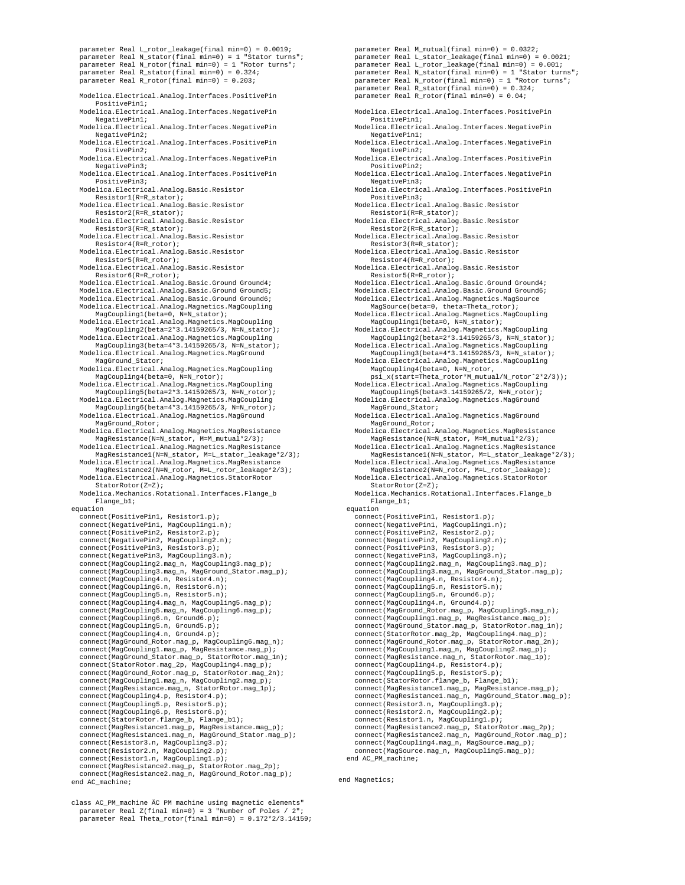```
  parameter Real L_rotor_leakage(final min=0) = 0.0019;
  parameter Real N_stator(final min=0) = 1 "Stator turns";
  parameter Real N_rotor(final min=0) = 1 "Rotor turns";
  parameter Real R_stator(final min=0) = 0.324;
  parameter Real R_rotor(final min=0) = 0.203;

  Modelica.Electrical.Analog.Interfaces.PositivePin
      PositivePin1;
  Modelica.Electrical.Analog.Interfaces.NegativePin
      NegativePin1;
  Modelica.Electrical.Analog.Interfaces.NegativePin
      NegativePin2;
  Modelica.Electrical.Analog.Interfaces.PositivePin
      PositivePin2;
  Modelica.Electrical.Analog.Interfaces.NegativePin
      NegativePin3;
  Modelica.Electrical.Analog.Interfaces.PositivePin
      PositivePin3;
  Modelica.Electrical.Analog.Basic.Resistor
      Resistor1(R=R_stator);
  Modelica.Electrical.Analog.Basic.Resistor
      Resistor2(R=R_stator);
  Modelica.Electrical.Analog.Basic.Resistor
      Resistor3(R=R_stator);
  Modelica.Electrical.Analog.Basic.Resistor
      Resistor4(R=R_rotor);
  Modelica.Electrical.Analog.Basic.Resistor
      Resistor5(R=R_rotor);
  Modelica.Electrical.Analog.Basic.Resistor
      Resistor6(R=R_rotor);
  Modelica.Electrical.Analog.Basic.Ground Ground4;
  Modelica.Electrical.Analog.Basic.Ground Ground5;
  Modelica.Electrical.Analog.Basic.Ground Ground6;
  Modelica.Electrical.Analog.Magnetics.MagCoupling
      MagCoupling1(beta=0, N=N_stator);
  Modelica.Electrical.Analog.Magnetics.MagCoupling
      MagCoupling2(beta=2*3.14159265/3, N=N_stator);
  Modelica.Electrical.Analog.Magnetics.MagCoupling
      MagCoupling3(beta=4*3.14159265/3, N=N_stator);
  Modelica.Electrical.Analog.Magnetics.MagGround
      MagGround_Stator;
  Modelica.Electrical.Analog.Magnetics.MagCoupling
      MagCoupling4(beta=0, N=N_rotor);
  Modelica.Electrical.Analog.Magnetics.MagCoupling
      MagCoupling5(beta=2*3.14159265/3, N=N_rotor);
  Modelica.Electrical.Analog.Magnetics.MagCoupling
      MagCoupling6(beta=4*3.14159265/3, N=N_rotor);
  Modelica.Electrical.Analog.Magnetics.MagGround
      MagGround_Rotor;
  Modelica.Electrical.Analog.Magnetics.MagResistance
      MagResistance(N=N_stator, M=M_mutual*2/3);
  Modelica.Electrical.Analog.Magnetics.MagResistance
      MagResistance1(N=N_stator, M=L_stator_leakage*2/3);
  Modelica.Electrical.Analog.Magnetics.MagResistance
      MagResistance2(N=N_rotor, M=L_rotor_leakage*2/3);
  Modelica.Electrical.Analog.Magnetics.StatorRotor
      StatorRotor(Z=Z);
  Modelica.Mechanics.Rotational.Interfaces.Flange_b
      Flange_b1;
equation
  connect(PositivePin1, Resistor1.p);
  connect(NegativePin1, MagCoupling1.n);
  connect(PositivePin2, Resistor2.p);
  connect(NegativePin2, MagCoupling2.n);
  connect(PositivePin3, Resistor3.p);
  connect(NegativePin3, MagCoupling3.n);
  connect(MagCoupling2.mag_n, MagCoupling3.mag_p);
  connect(MagCoupling3.mag_n, MagGround_Stator.mag_p);
  connect(MagCoupling4.n, Resistor4.n);
  connect(MagCoupling6.n, Resistor6.n);
  connect(MagCoupling5.n, Resistor5.n);
  connect(MagCoupling4.mag_n, MagCoupling5.mag_p);
  connect(MagCoupling5.mag_n, MagCoupling6.mag_p);
  connect(MagCoupling6.n, Ground6.p);
  connect(MagCoupling5.n, Ground5.p);
  connect(MagCoupling4.n, Ground4.p);
  connect(MagGround_Rotor.mag_p, MagCoupling6.mag_n);
  connect(MagCoupling1.mag_p, MagResistance.mag_p);
  connect(MagGround_Stator.mag_p, StatorRotor.mag_1n);
  connect(StatorRotor.mag_2p, MagCoupling4.mag_p);
  connect(MagGround_Rotor.mag_p, StatorRotor.mag_2n);
  connect(MagCoupling1.mag_n, MagCoupling2.mag_p);
  connect(MagResistance.mag_n, StatorRotor.mag_1p);
  connect(MagCoupling4.p, Resistor4.p);
  connect(MagCoupling5.p, Resistor5.p);
  connect(MagCoupling6.p, Resistor6.p);
  connect(StatorRotor.flange_b, Flange_b1);
  connect(MagResistance1.mag_p, MagResistance.mag_p);
  connect(MagResistance1.mag_n, MagGround_Stator.mag_p);
  connect(Resistor3.n, MagCoupling3.p);
  connect(Resistor2.n, MagCoupling2.p);
  connect(Resistor1.n, MagCoupling1.p);
  connect(MagResistance2.mag_p, StatorRotor.mag_2p);
  connect(MagResistance2.mag_n, MagGround_Rotor.mag_p);
end AC_machine;


class AC_PM_machine "AC PM machine using magnetic elements"
  parameter Real Z(final min=0) = 3 "Number of Poles / 2";
  parameter Real Theta_rotor(final min=0) = 0.172*2/3.14159;
  parameter Real M_mutual(final min=0) = 0.0322;
  parameter Real L_stator_leakage(final min=0) = 0.0021;
  parameter Real L_rotor_leakage(final min=0) = 0.001;
  parameter Real N_stator(final min=0) = 1 "Stator turns";
  parameter Real N_rotor(final min=0) = 1 "Rotor turns";
  parameter Real R_stator(final min=0) = 0.324;
  parameter Real R_rotor(final min=0) = 0.04;

  Modelica.Electrical.Analog.Interfaces.PositivePin
      PositivePin1;
  Modelica.Electrical.Analog.Interfaces.NegativePin
      NegativePin1;
  Modelica.Electrical.Analog.Interfaces.NegativePin
      NegativePin2;
  Modelica.Electrical.Analog.Interfaces.PositivePin
      PositivePin2;
  Modelica.Electrical.Analog.Interfaces.NegativePin
      NegativePin3;
  Modelica.Electrical.Analog.Interfaces.PositivePin
      PositivePin3;
  Modelica.Electrical.Analog.Basic.Resistor
      Resistor1(R=R_stator);
  Modelica.Electrical.Analog.Basic.Resistor
      Resistor2(R=R_stator);
  Modelica.Electrical.Analog.Basic.Resistor
      Resistor3(R=R_stator);
  Modelica.Electrical.Analog.Basic.Resistor
      Resistor4(R=R_rotor);
  Modelica.Electrical.Analog.Basic.Resistor
      Resistor5(R=R_rotor);
  Modelica.Electrical.Analog.Basic.Ground Ground4;
  Modelica.Electrical.Analog.Basic.Ground Ground6;
  Modelica.Electrical.Analog.Magnetics.MagSource
      MagSource(beta=0, theta=Theta_rotor);
  Modelica.Electrical.Analog.Magnetics.MagCoupling
      MagCoupling1(beta=0, N=N_stator);
  Modelica.Electrical.Analog.Magnetics.MagCoupling
      MagCoupling2(beta=2*3.14159265/3, N=N_stator);
  Modelica.Electrical.Analog.Magnetics.MagCoupling
      MagCoupling3(beta=4*3.14159265/3, N=N_stator);
  Modelica.Electrical.Analog.Magnetics.MagCoupling
      MagCoupling4(beta=0, N=N_rotor,
      psi_x(start=Theta_rotor*M_mutual/N_rotor^2*2/3));
  Modelica.Electrical.Analog.Magnetics.MagCoupling
      MagCoupling5(beta=3.14159265/2, N=N_rotor);
  Modelica.Electrical.Analog.Magnetics.MagGround
      MagGround_Stator;
  Modelica.Electrical.Analog.Magnetics.MagGround
      MagGround_Rotor;
  Modelica.Electrical.Analog.Magnetics.MagResistance
      MagResistance(N=N_stator, M=M_mutual*2/3);
  Modelica.Electrical.Analog.Magnetics.MagResistance
      MagResistance1(N=N_stator, M=L_stator_leakage*2/3);
  Modelica.Electrical.Analog.Magnetics.MagResistance
      MagResistance2(N=N_rotor, M=L_rotor_leakage);
  Modelica.Electrical.Analog.Magnetics.StatorRotor
      StatorRotor(Z=Z);
  Modelica.Mechanics.Rotational.Interfaces.Flange_b
      Flange_b1;
equation
  connect(PositivePin1, Resistor1.p);
  connect(NegativePin1, MagCoupling1.n);
  connect(PositivePin2, Resistor2.p);
  connect(NegativePin2, MagCoupling2.n);
  connect(PositivePin3, Resistor3.p);
  connect(NegativePin3, MagCoupling3.n);
  connect(MagCoupling2.mag_n, MagCoupling3.mag_p);
  connect(MagCoupling3.mag_n, MagGround_Stator.mag_p);
  connect(MagCoupling4.n, Resistor4.n);
  connect(MagCoupling5.n, Resistor5.n);
  connect(MagCoupling5.n, Ground6.p);
  connect(MagCoupling4.n, Ground4.p);
  connect(MagGround_Rotor.mag_p, MagCoupling5.mag_n);
  connect(MagCoupling1.mag_p, MagResistance.mag_p);
  connect(MagGround_Stator.mag_p, StatorRotor.mag_1n);
  connect(StatorRotor.mag_2p, MagCoupling4.mag_p);
  connect(MagGround_Rotor.mag_p, StatorRotor.mag_2n);
  connect(MagCoupling1.mag_n, MagCoupling2.mag_p);
  connect(MagResistance.mag_n, StatorRotor.mag_1p);
  connect(MagCoupling4.p, Resistor4.p);
  connect(MagCoupling5.p, Resistor5.p);
  connect(StatorRotor.flange_b, Flange_b1);
  connect(MagResistance1.mag_p, MagResistance.mag_p);
  connect(MagResistance1.mag_n, MagGround_Stator.mag_p);
  connect(Resistor3.n, MagCoupling3.p);
  connect(Resistor2.n, MagCoupling2.p);
  connect(Resistor1.n, MagCoupling1.p);
  connect(MagResistance2.mag_p, StatorRotor.mag_2p);
  connect(MagResistance2.mag_n, MagGround_Rotor.mag_p);
  connect(MagCoupling4.mag_n, MagSource.mag_p);
  connect(MagSource.mag_n, MagCoupling5.mag_p);
end AC_PM_machine;

end Magnetics;
```